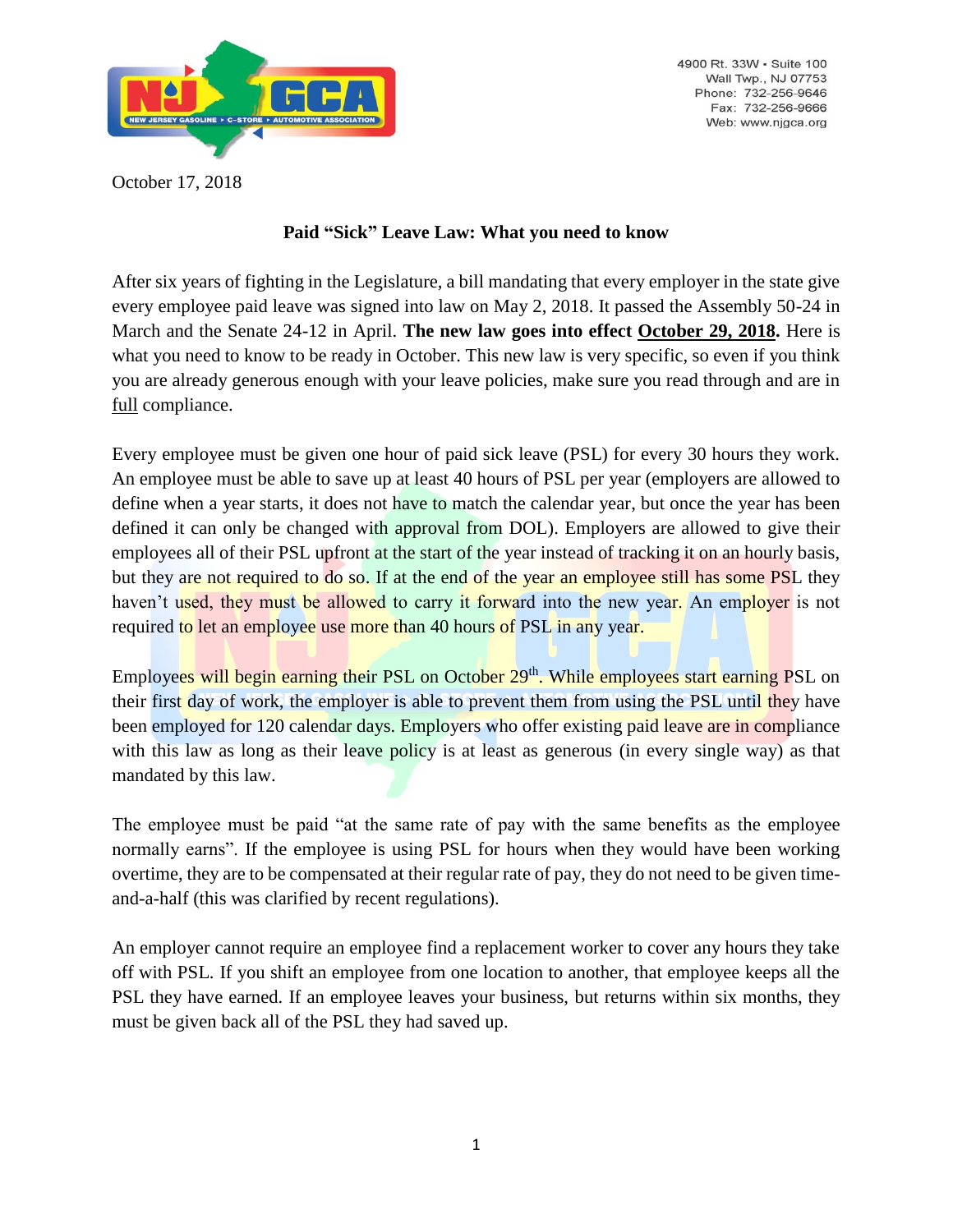4900 Rt. 33W • Suite 100
Wall Twp., NJ 07753
Phone: 732-256-9646
Fax: 732-256-9666
Web: www.njgca.org

October 17, 2018

## Paid "Sick" Leave Law: What you need to know

After six years of fighting in the Legislature, a bill mandating that every employer in the state give every employee paid leave was signed into law on May 2, 2018. It passed the Assembly 50-24 in March and the Senate 24-12 in April. **The new law goes into effect October 29, 2018.** Here is what you need to know to be ready in October. This new law is very specific, so even if you think you are already generous enough with your leave policies, make sure you read through and are in full compliance.

Every employee must be given one hour of paid sick leave (PSL) for every 30 hours they work. An employee must be able to save up at least 40 hours of PSL per year (employers are allowed to define when a year starts, it does not have to match the calendar year, but once the year has been defined it can only be changed with approval from DOL). Employers are allowed to give their employees all of their PSL upfront at the start of the year instead of tracking it on an hourly basis, but they are not required to do so. If at the end of the year an employee still has some PSL they haven't used, they must be allowed to carry it forward into the new year. An employer is not required to let an employee use more than 40 hours of PSL in any year.

Employees will begin earning their PSL on October 29th. While employees start earning PSL on their first day of work, the employer is able to prevent them from using the PSL until they have been employed for 120 calendar days. Employers who offer existing paid leave are in compliance with this law as long as their leave policy is at least as generous (in every single way) as that mandated by this law.

The employee must be paid "at the same rate of pay with the same benefits as the employee normally earns". If the employee is using PSL for hours when they would have been working overtime, they are to be compensated at their regular rate of pay, they do not need to be given time-and-a-half (this was clarified by recent regulations).

An employer cannot require an employee find a replacement worker to cover any hours they take off with PSL. If you shift an employee from one location to another, that employee keeps all the PSL they have earned. If an employee leaves your business, but returns within six months, they must be given back all of the PSL they had saved up.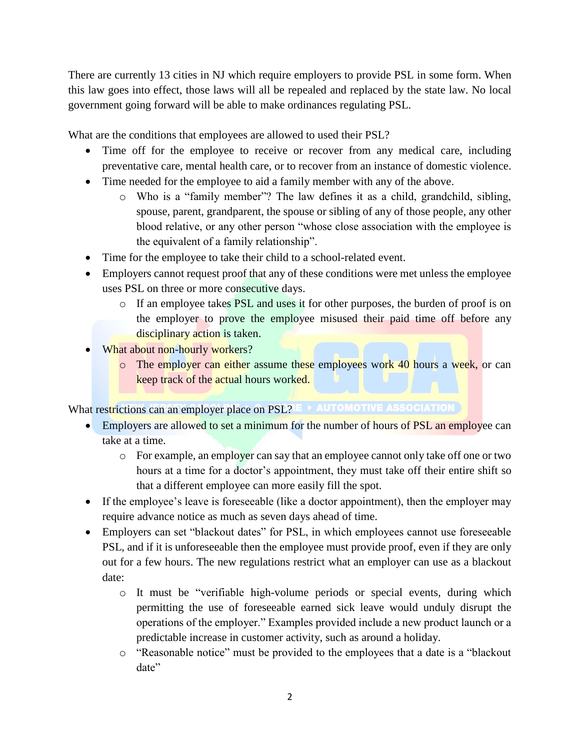There are currently 13 cities in NJ which require employers to provide PSL in some form. When this law goes into effect, those laws will all be repealed and replaced by the state law. No local government going forward will be able to make ordinances regulating PSL.

What are the conditions that employees are allowed to used their PSL?

- Time off for the employee to receive or recover from any medical care, including preventative care, mental health care, or to recover from an instance of domestic violence.
- Time needed for the employee to aid a family member with any of the above.
  - Who is a "family member"? The law defines it as a child, grandchild, sibling, spouse, parent, grandparent, the spouse or sibling of any of those people, any other blood relative, or any other person "whose close association with the employee is the equivalent of a family relationship".
- Time for the employee to take their child to a school-related event.
- Employers cannot request proof that any of these conditions were met unless the employee uses PSL on three or more consecutive days.
  - If an employee takes PSL and uses it for other purposes, the burden of proof is on the employer to prove the employee misused their paid time off before any disciplinary action is taken.
- What about non-hourly workers?
  - The employer can either assume these employees work 40 hours a week, or can keep track of the actual hours worked.

What restrictions can an employer place on PSL?

- Employers are allowed to set a minimum for the number of hours of PSL an employee can take at a time.
  - For example, an employer can say that an employee cannot only take off one or two hours at a time for a doctor's appointment, they must take off their entire shift so that a different employee can more easily fill the spot.
- If the employee's leave is foreseeable (like a doctor appointment), then the employer may require advance notice as much as seven days ahead of time.
- Employers can set "blackout dates" for PSL, in which employees cannot use foreseeable PSL, and if it is unforeseeable then the employee must provide proof, even if they are only out for a few hours. The new regulations restrict what an employer can use as a blackout date:
  - It must be "verifiable high-volume periods or special events, during which permitting the use of foreseeable earned sick leave would unduly disrupt the operations of the employer." Examples provided include a new product launch or a predictable increase in customer activity, such as around a holiday.
  - "Reasonable notice" must be provided to the employees that a date is a "blackout date"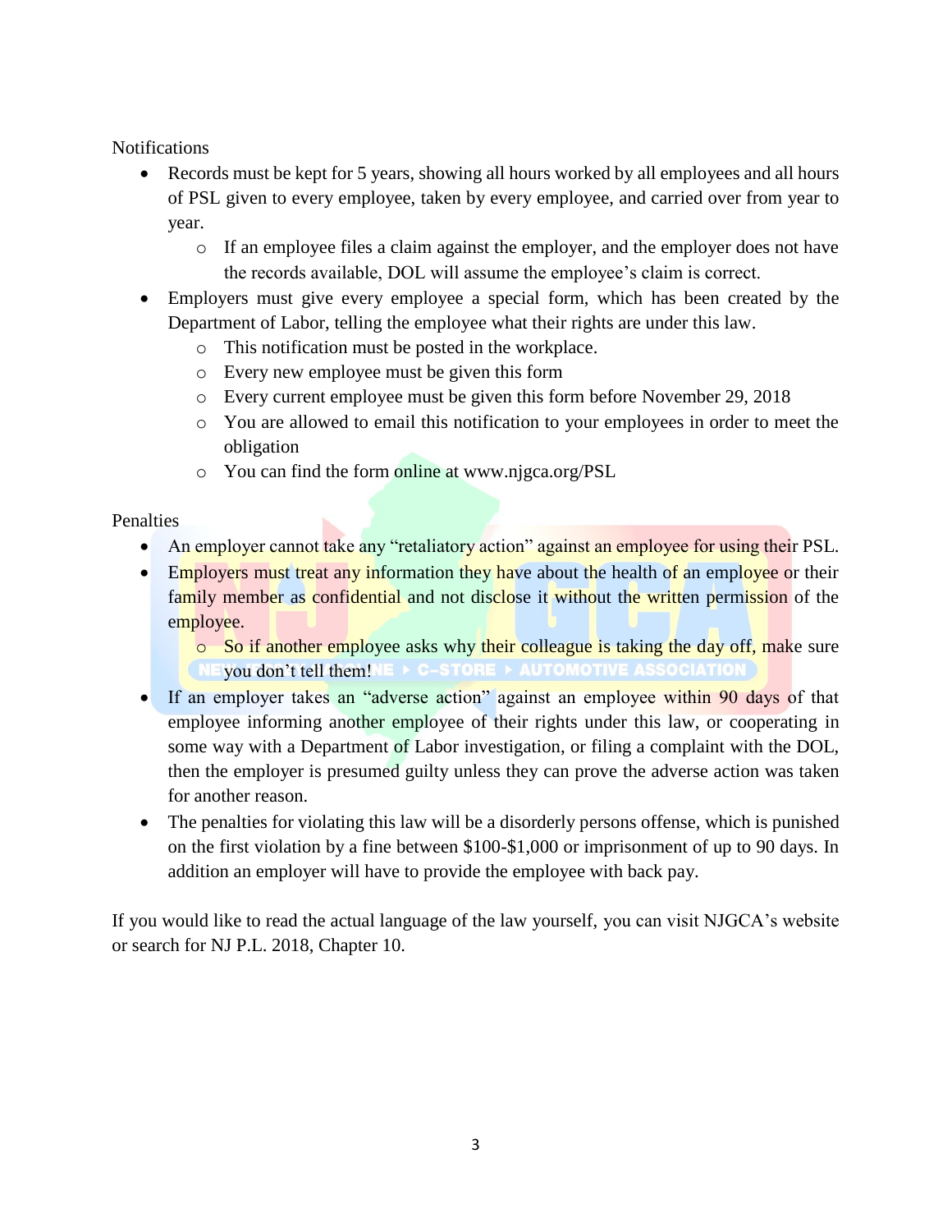Notifications

- Records must be kept for 5 years, showing all hours worked by all employees and all hours of PSL given to every employee, taken by every employee, and carried over from year to year.
  - If an employee files a claim against the employer, and the employer does not have the records available, DOL will assume the employee's claim is correct.
- Employers must give every employee a special form, which has been created by the Department of Labor, telling the employee what their rights are under this law.
  - This notification must be posted in the workplace.
  - Every new employee must be given this form
  - Every current employee must be given this form before November 29, 2018
  - You are allowed to email this notification to your employees in order to meet the obligation
  - You can find the form online at www.njgca.org/PSL

Penalties

- An employer cannot take any "retaliatory action" against an employee for using their PSL.
- Employers must treat any information they have about the health of an employee or their family member as confidential and not disclose it without the written permission of the employee.
  - So if another employee asks why their colleague is taking the day off, make sure you don't tell them!
- If an employer takes an "adverse action" against an employee within 90 days of that employee informing another employee of their rights under this law, or cooperating in some way with a Department of Labor investigation, or filing a complaint with the DOL, then the employer is presumed guilty unless they can prove the adverse action was taken for another reason.
- The penalties for violating this law will be a disorderly persons offense, which is punished on the first violation by a fine between $100-$1,000 or imprisonment of up to 90 days. In addition an employer will have to provide the employee with back pay.

If you would like to read the actual language of the law yourself, you can visit NJGCA's website or search for NJ P.L. 2018, Chapter 10.